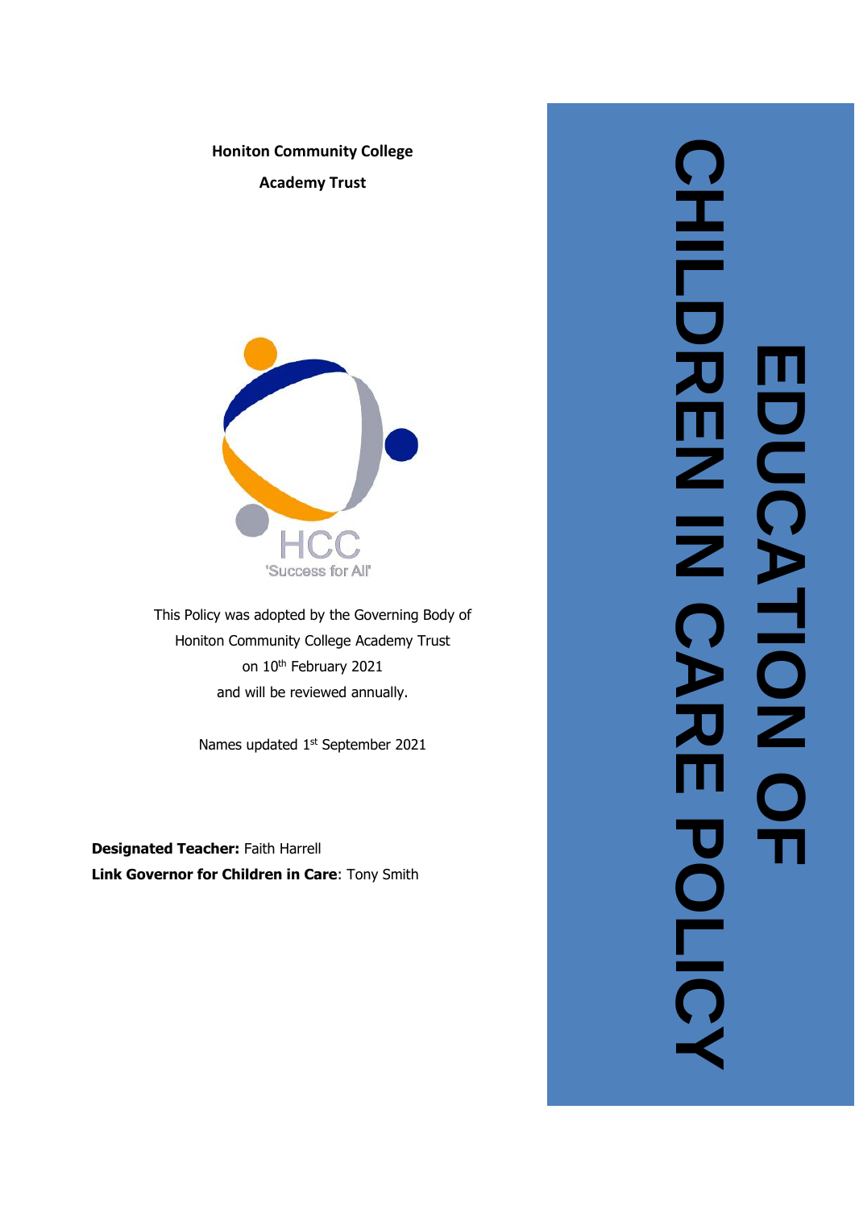# EDUCATION OF CHILDREN IN CARE POLICY

**Honiton Community College**

**Academy Trust**

HCC
'Success for All'

This Policy was adopted by the Governing Body of Honiton Community College Academy Trust on 10th February 2021 and will be reviewed annually.

Names updated 1st September 2021

**Designated Teacher:** Faith Harrell
**Link Governor for Children in Care**: Tony Smith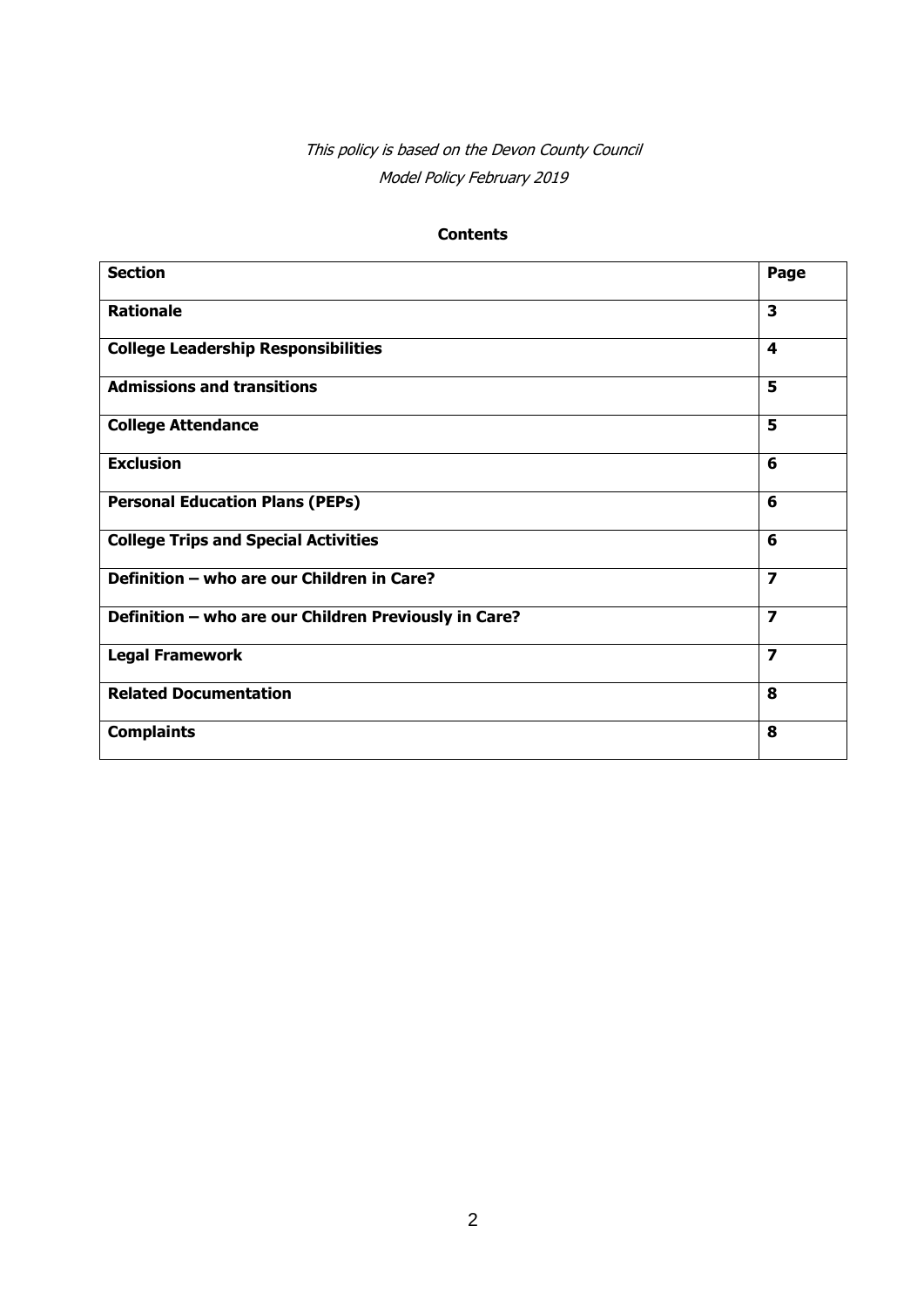*This policy is based on the Devon County Council*
*Model Policy February 2019*

**Contents**

| Section | Page |
|---|---|
| **Rationale** | **3** |
| **College Leadership Responsibilities** | **4** |
| **Admissions and transitions** | **5** |
| **College Attendance** | **5** |
| **Exclusion** | **6** |
| **Personal Education Plans (PEPs)** | **6** |
| **College Trips and Special Activities** | **6** |
| **Definition – who are our Children in Care?** | **7** |
| **Definition – who are our Children Previously in Care?** | **7** |
| **Legal Framework** | **7** |
| **Related Documentation** | **8** |
| **Complaints** | **8** |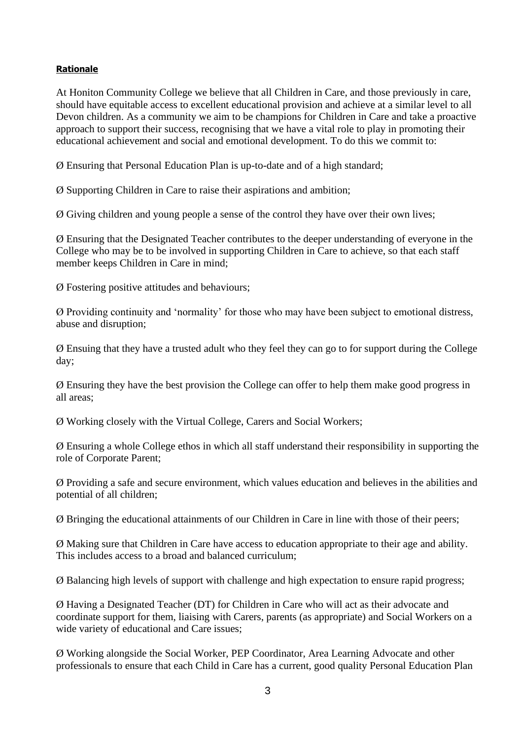**Rationale**

At Honiton Community College we believe that all Children in Care, and those previously in care, should have equitable access to excellent educational provision and achieve at a similar level to all Devon children. As a community we aim to be champions for Children in Care and take a proactive approach to support their success, recognising that we have a vital role to play in promoting their educational achievement and social and emotional development. To do this we commit to:

Ø Ensuring that Personal Education Plan is up-to-date and of a high standard;

Ø Supporting Children in Care to raise their aspirations and ambition;

Ø Giving children and young people a sense of the control they have over their own lives;

Ø Ensuring that the Designated Teacher contributes to the deeper understanding of everyone in the College who may be to be involved in supporting Children in Care to achieve, so that each staff member keeps Children in Care in mind;

Ø Fostering positive attitudes and behaviours;

Ø Providing continuity and 'normality' for those who may have been subject to emotional distress, abuse and disruption;

Ø Ensuing that they have a trusted adult who they feel they can go to for support during the College day;

Ø Ensuring they have the best provision the College can offer to help them make good progress in all areas;

Ø Working closely with the Virtual College, Carers and Social Workers;

Ø Ensuring a whole College ethos in which all staff understand their responsibility in supporting the role of Corporate Parent;

Ø Providing a safe and secure environment, which values education and believes in the abilities and potential of all children;

Ø Bringing the educational attainments of our Children in Care in line with those of their peers;

Ø Making sure that Children in Care have access to education appropriate to their age and ability. This includes access to a broad and balanced curriculum;

Ø Balancing high levels of support with challenge and high expectation to ensure rapid progress;

Ø Having a Designated Teacher (DT) for Children in Care who will act as their advocate and coordinate support for them, liaising with Carers, parents (as appropriate) and Social Workers on a wide variety of educational and Care issues;

Ø Working alongside the Social Worker, PEP Coordinator, Area Learning Advocate and other professionals to ensure that each Child in Care has a current, good quality Personal Education Plan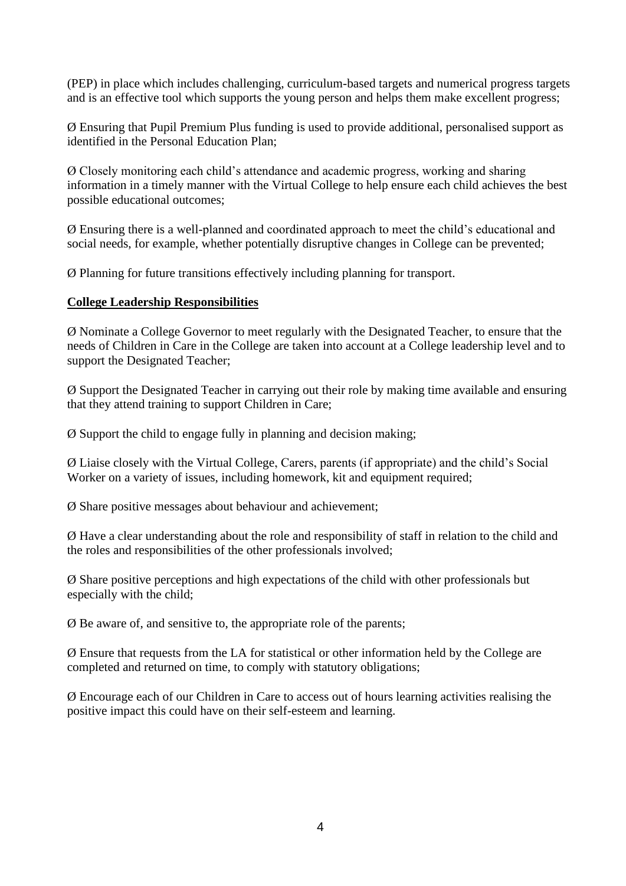(PEP) in place which includes challenging, curriculum-based targets and numerical progress targets and is an effective tool which supports the young person and helps them make excellent progress;

Ø Ensuring that Pupil Premium Plus funding is used to provide additional, personalised support as identified in the Personal Education Plan;

Ø Closely monitoring each child's attendance and academic progress, working and sharing information in a timely manner with the Virtual College to help ensure each child achieves the best possible educational outcomes;

Ø Ensuring there is a well-planned and coordinated approach to meet the child's educational and social needs, for example, whether potentially disruptive changes in College can be prevented;

Ø Planning for future transitions effectively including planning for transport.

**College Leadership Responsibilities**

Ø Nominate a College Governor to meet regularly with the Designated Teacher, to ensure that the needs of Children in Care in the College are taken into account at a College leadership level and to support the Designated Teacher;

Ø Support the Designated Teacher in carrying out their role by making time available and ensuring that they attend training to support Children in Care;

Ø Support the child to engage fully in planning and decision making;

Ø Liaise closely with the Virtual College, Carers, parents (if appropriate) and the child's Social Worker on a variety of issues, including homework, kit and equipment required;

Ø Share positive messages about behaviour and achievement;

Ø Have a clear understanding about the role and responsibility of staff in relation to the child and the roles and responsibilities of the other professionals involved;

Ø Share positive perceptions and high expectations of the child with other professionals but especially with the child;

Ø Be aware of, and sensitive to, the appropriate role of the parents;

Ø Ensure that requests from the LA for statistical or other information held by the College are completed and returned on time, to comply with statutory obligations;

Ø Encourage each of our Children in Care to access out of hours learning activities realising the positive impact this could have on their self-esteem and learning.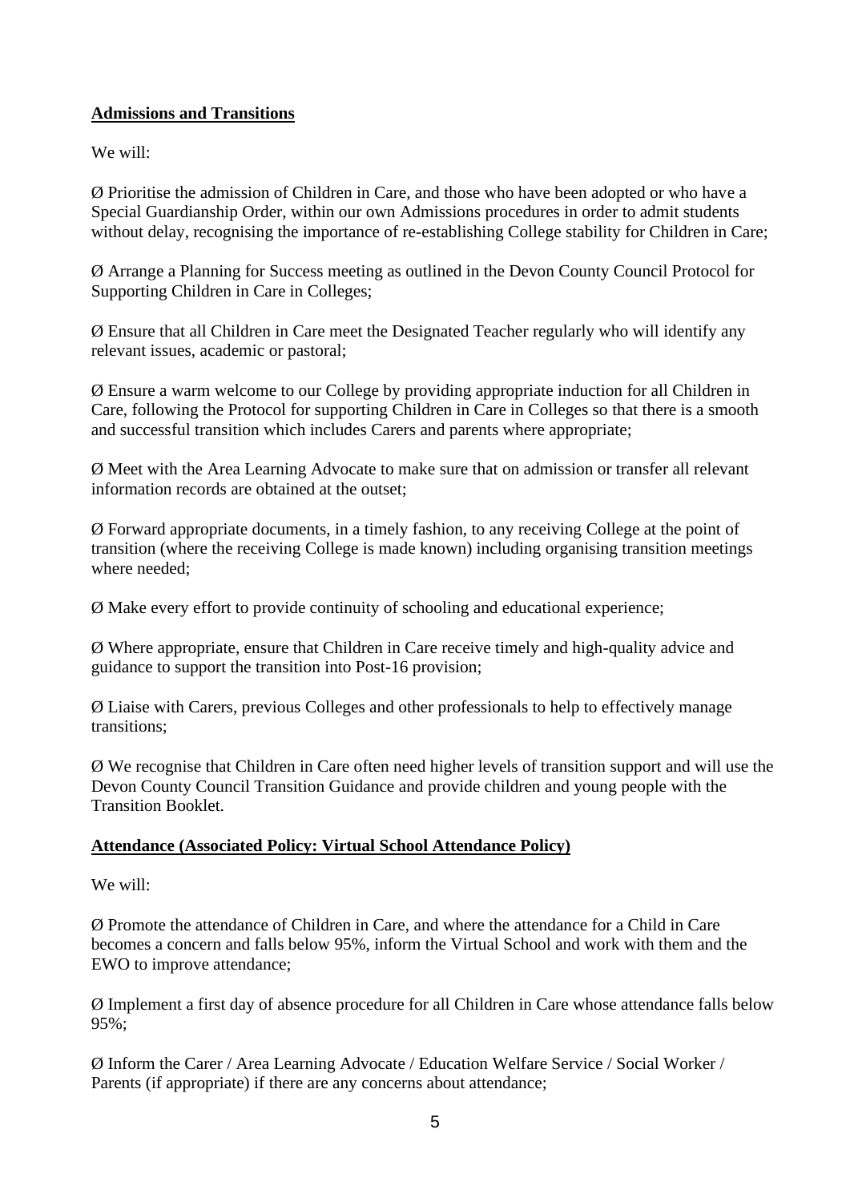**Admissions and Transitions**

We will:

Ø Prioritise the admission of Children in Care, and those who have been adopted or who have a Special Guardianship Order, within our own Admissions procedures in order to admit students without delay, recognising the importance of re-establishing College stability for Children in Care;

Ø Arrange a Planning for Success meeting as outlined in the Devon County Council Protocol for Supporting Children in Care in Colleges;

Ø Ensure that all Children in Care meet the Designated Teacher regularly who will identify any relevant issues, academic or pastoral;

Ø Ensure a warm welcome to our College by providing appropriate induction for all Children in Care, following the Protocol for supporting Children in Care in Colleges so that there is a smooth and successful transition which includes Carers and parents where appropriate;

Ø Meet with the Area Learning Advocate to make sure that on admission or transfer all relevant information records are obtained at the outset;

Ø Forward appropriate documents, in a timely fashion, to any receiving College at the point of transition (where the receiving College is made known) including organising transition meetings where needed;

Ø Make every effort to provide continuity of schooling and educational experience;

Ø Where appropriate, ensure that Children in Care receive timely and high-quality advice and guidance to support the transition into Post-16 provision;

Ø Liaise with Carers, previous Colleges and other professionals to help to effectively manage transitions;

Ø We recognise that Children in Care often need higher levels of transition support and will use the Devon County Council Transition Guidance and provide children and young people with the Transition Booklet.

**Attendance (Associated Policy: Virtual School Attendance Policy)**

We will:

Ø Promote the attendance of Children in Care, and where the attendance for a Child in Care becomes a concern and falls below 95%, inform the Virtual School and work with them and the EWO to improve attendance;

Ø Implement a first day of absence procedure for all Children in Care whose attendance falls below 95%;

Ø Inform the Carer / Area Learning Advocate / Education Welfare Service / Social Worker / Parents (if appropriate) if there are any concerns about attendance;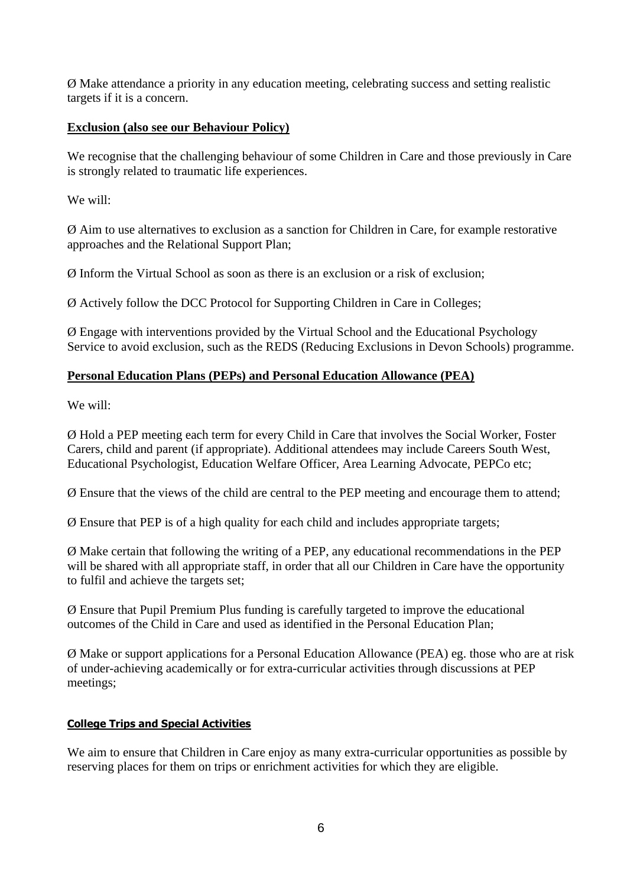Ø Make attendance a priority in any education meeting, celebrating success and setting realistic targets if it is a concern.

**Exclusion (also see our Behaviour Policy)**

We recognise that the challenging behaviour of some Children in Care and those previously in Care is strongly related to traumatic life experiences.

We will:

Ø Aim to use alternatives to exclusion as a sanction for Children in Care, for example restorative approaches and the Relational Support Plan;

Ø Inform the Virtual School as soon as there is an exclusion or a risk of exclusion;

Ø Actively follow the DCC Protocol for Supporting Children in Care in Colleges;

Ø Engage with interventions provided by the Virtual School and the Educational Psychology Service to avoid exclusion, such as the REDS (Reducing Exclusions in Devon Schools) programme.

**Personal Education Plans (PEPs) and Personal Education Allowance (PEA)**

We will:

Ø Hold a PEP meeting each term for every Child in Care that involves the Social Worker, Foster Carers, child and parent (if appropriate). Additional attendees may include Careers South West, Educational Psychologist, Education Welfare Officer, Area Learning Advocate, PEPCo etc;

Ø Ensure that the views of the child are central to the PEP meeting and encourage them to attend;

Ø Ensure that PEP is of a high quality for each child and includes appropriate targets;

Ø Make certain that following the writing of a PEP, any educational recommendations in the PEP will be shared with all appropriate staff, in order that all our Children in Care have the opportunity to fulfil and achieve the targets set;

Ø Ensure that Pupil Premium Plus funding is carefully targeted to improve the educational outcomes of the Child in Care and used as identified in the Personal Education Plan;

Ø Make or support applications for a Personal Education Allowance (PEA) eg. those who are at risk of under-achieving academically or for extra-curricular activities through discussions at PEP meetings;

**College Trips and Special Activities**

We aim to ensure that Children in Care enjoy as many extra-curricular opportunities as possible by reserving places for them on trips or enrichment activities for which they are eligible.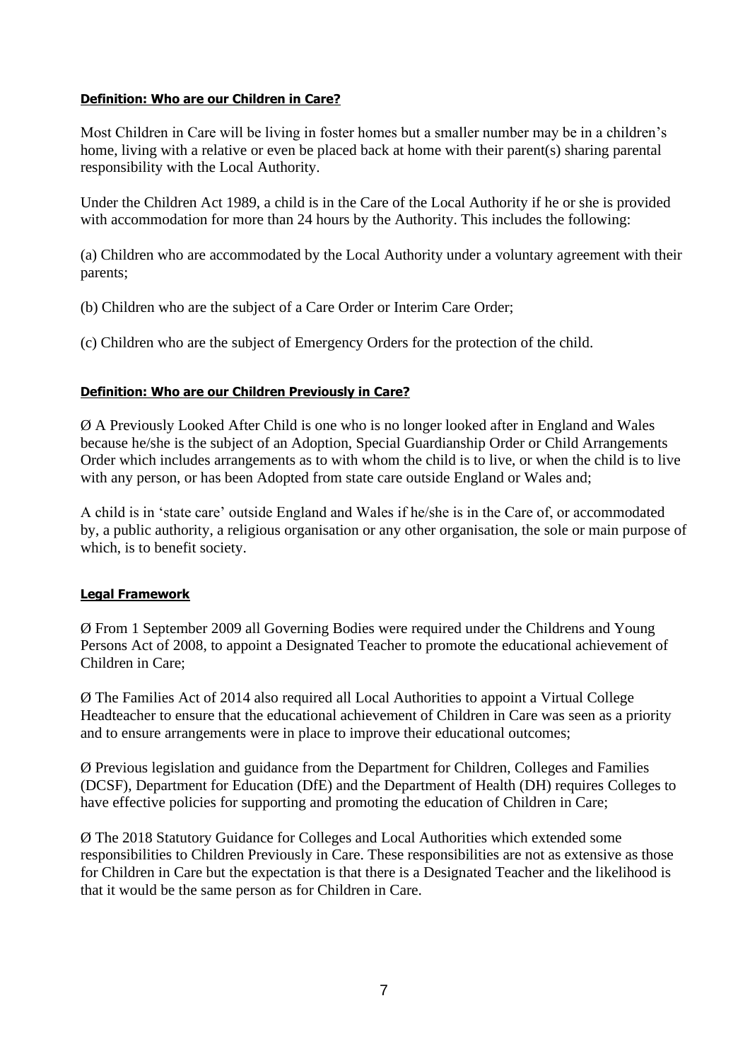#### **Definition: Who are our Children in Care?**

Most Children in Care will be living in foster homes but a smaller number may be in a children's home, living with a relative or even be placed back at home with their parent(s) sharing parental responsibility with the Local Authority.

Under the Children Act 1989, a child is in the Care of the Local Authority if he or she is provided with accommodation for more than 24 hours by the Authority. This includes the following:

(a) Children who are accommodated by the Local Authority under a voluntary agreement with their parents;

(b) Children who are the subject of a Care Order or Interim Care Order;

(c) Children who are the subject of Emergency Orders for the protection of the child.

#### **Definition: Who are our Children Previously in Care?**

Ø A Previously Looked After Child is one who is no longer looked after in England and Wales because he/she is the subject of an Adoption, Special Guardianship Order or Child Arrangements Order which includes arrangements as to with whom the child is to live, or when the child is to live with any person, or has been Adopted from state care outside England or Wales and;

A child is in 'state care' outside England and Wales if he/she is in the Care of, or accommodated by, a public authority, a religious organisation or any other organisation, the sole or main purpose of which, is to benefit society.

#### **Legal Framework**

Ø From 1 September 2009 all Governing Bodies were required under the Childrens and Young Persons Act of 2008, to appoint a Designated Teacher to promote the educational achievement of Children in Care;

Ø The Families Act of 2014 also required all Local Authorities to appoint a Virtual College Headteacher to ensure that the educational achievement of Children in Care was seen as a priority and to ensure arrangements were in place to improve their educational outcomes;

Ø Previous legislation and guidance from the Department for Children, Colleges and Families (DCSF), Department for Education (DfE) and the Department of Health (DH) requires Colleges to have effective policies for supporting and promoting the education of Children in Care;

Ø The 2018 Statutory Guidance for Colleges and Local Authorities which extended some responsibilities to Children Previously in Care. These responsibilities are not as extensive as those for Children in Care but the expectation is that there is a Designated Teacher and the likelihood is that it would be the same person as for Children in Care.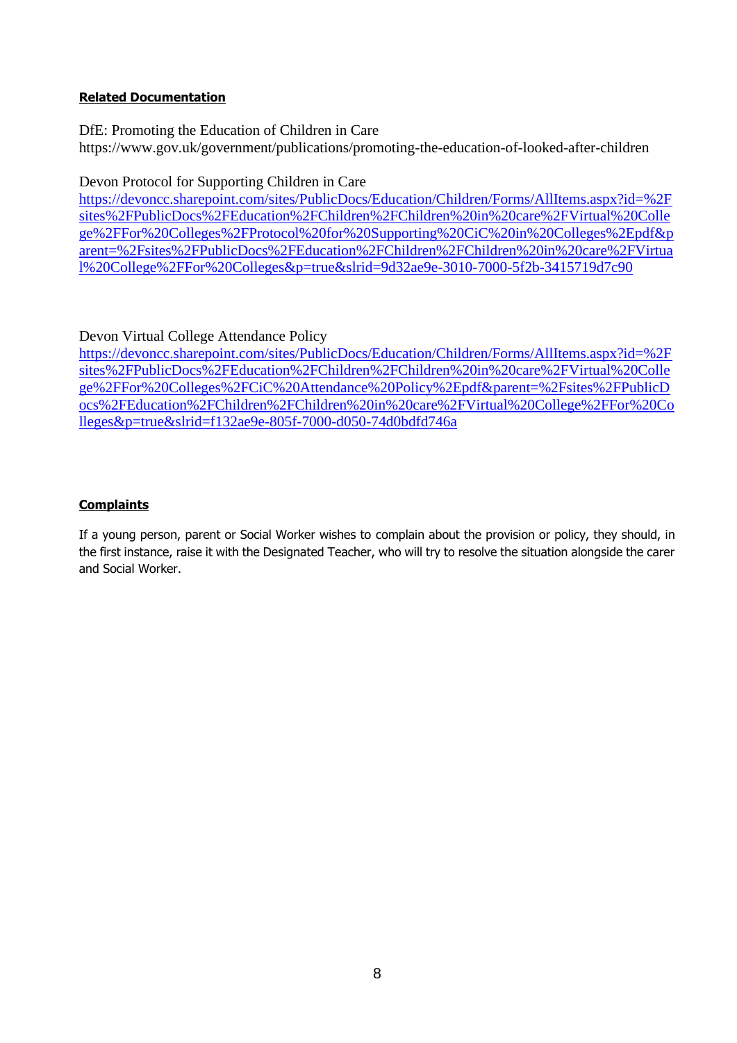**Related Documentation**

DfE: Promoting the Education of Children in Care
https://www.gov.uk/government/publications/promoting-the-education-of-looked-after-children

Devon Protocol for Supporting Children in Care
https://devoncc.sharepoint.com/sites/PublicDocs/Education/Children/Forms/AllItems.aspx?id=%2Fsites%2FPublicDocs%2FEducation%2FChildren%2FChildren%20in%20care%2FVirtual%20College%2FFor%20Colleges%2FProtocol%20for%20Supporting%20CiC%20in%20Colleges%2Epdf&parent=%2Fsites%2FPublicDocs%2FEducation%2FChildren%2FChildren%20in%20care%2FVirtual%20College%2FFor%20Colleges&p=true&slrid=9d32ae9e-3010-7000-5f2b-3415719d7c90

Devon Virtual College Attendance Policy
https://devoncc.sharepoint.com/sites/PublicDocs/Education/Children/Forms/AllItems.aspx?id=%2Fsites%2FPublicDocs%2FEducation%2FChildren%2FChildren%20in%20care%2FVirtual%20College%2FFor%20Colleges%2FCiC%20Attendance%20Policy%2Epdf&parent=%2Fsites%2FPublicDocs%2FEducation%2FChildren%2FChildren%20in%20care%2FVirtual%20College%2FFor%20Colleges&p=true&slrid=f132ae9e-805f-7000-d050-74d0bdfd746a

**Complaints**

If a young person, parent or Social Worker wishes to complain about the provision or policy, they should, in the first instance, raise it with the Designated Teacher, who will try to resolve the situation alongside the carer and Social Worker.